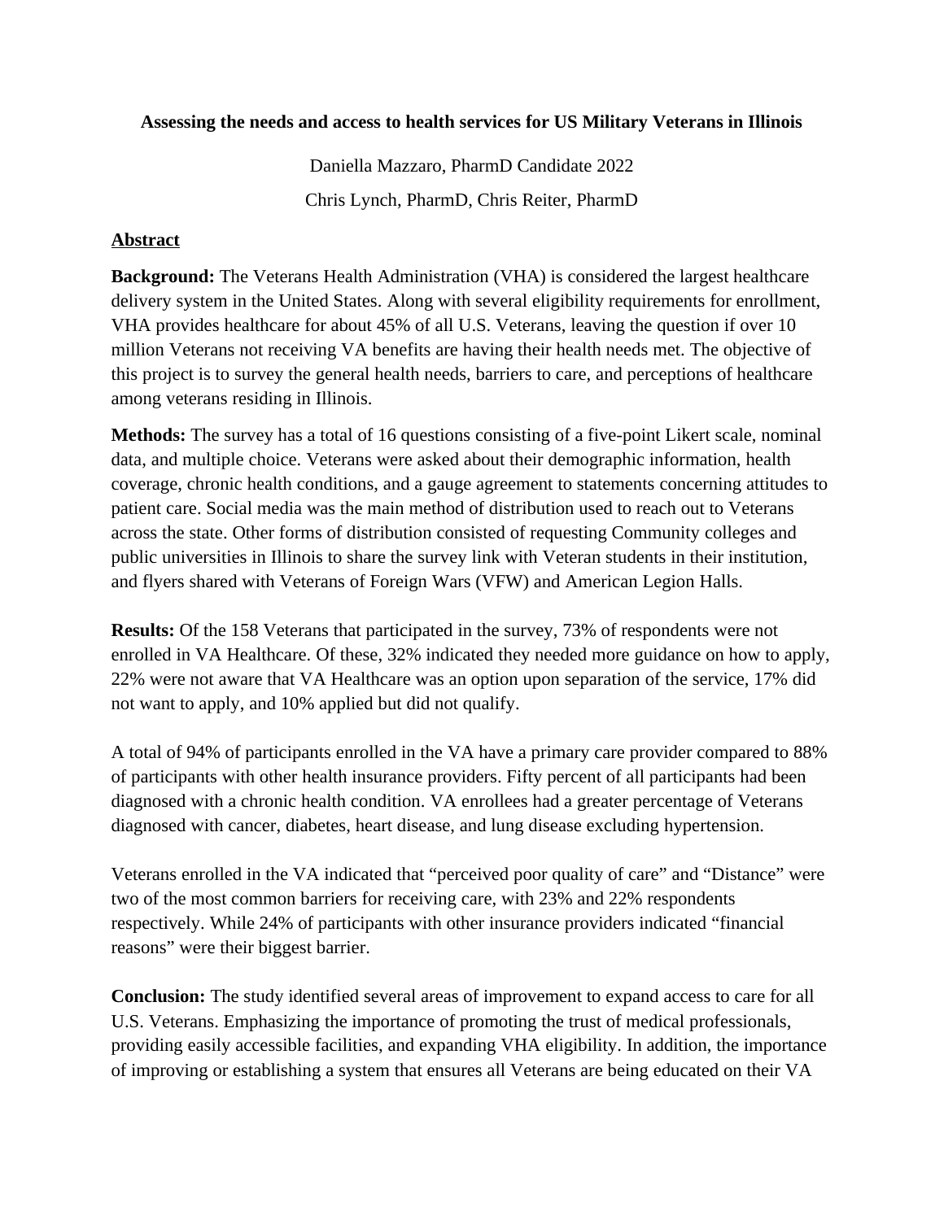**Assessing the needs and access to health services for US Military Veterans in Illinois**

Daniella Mazzaro, PharmD Candidate 2022

Chris Lynch, PharmD, Chris Reiter, PharmD

## Abstract

**Background:** The Veterans Health Administration (VHA) is considered the largest healthcare delivery system in the United States. Along with several eligibility requirements for enrollment, VHA provides healthcare for about 45% of all U.S. Veterans, leaving the question if over 10 million Veterans not receiving VA benefits are having their health needs met. The objective of this project is to survey the general health needs, barriers to care, and perceptions of healthcare among veterans residing in Illinois.

**Methods:** The survey has a total of 16 questions consisting of a five-point Likert scale, nominal data, and multiple choice. Veterans were asked about their demographic information, health coverage, chronic health conditions, and a gauge agreement to statements concerning attitudes to patient care. Social media was the main method of distribution used to reach out to Veterans across the state. Other forms of distribution consisted of requesting Community colleges and public universities in Illinois to share the survey link with Veteran students in their institution, and flyers shared with Veterans of Foreign Wars (VFW) and American Legion Halls.

**Results:** Of the 158 Veterans that participated in the survey, 73% of respondents were not enrolled in VA Healthcare. Of these, 32% indicated they needed more guidance on how to apply, 22% were not aware that VA Healthcare was an option upon separation of the service, 17% did not want to apply, and 10% applied but did not qualify.

A total of 94% of participants enrolled in the VA have a primary care provider compared to 88% of participants with other health insurance providers. Fifty percent of all participants had been diagnosed with a chronic health condition. VA enrollees had a greater percentage of Veterans diagnosed with cancer, diabetes, heart disease, and lung disease excluding hypertension.

Veterans enrolled in the VA indicated that "perceived poor quality of care" and "Distance" were two of the most common barriers for receiving care, with 23% and 22% respondents respectively. While 24% of participants with other insurance providers indicated "financial reasons" were their biggest barrier.

**Conclusion:** The study identified several areas of improvement to expand access to care for all U.S. Veterans. Emphasizing the importance of promoting the trust of medical professionals, providing easily accessible facilities, and expanding VHA eligibility. In addition, the importance of improving or establishing a system that ensures all Veterans are being educated on their VA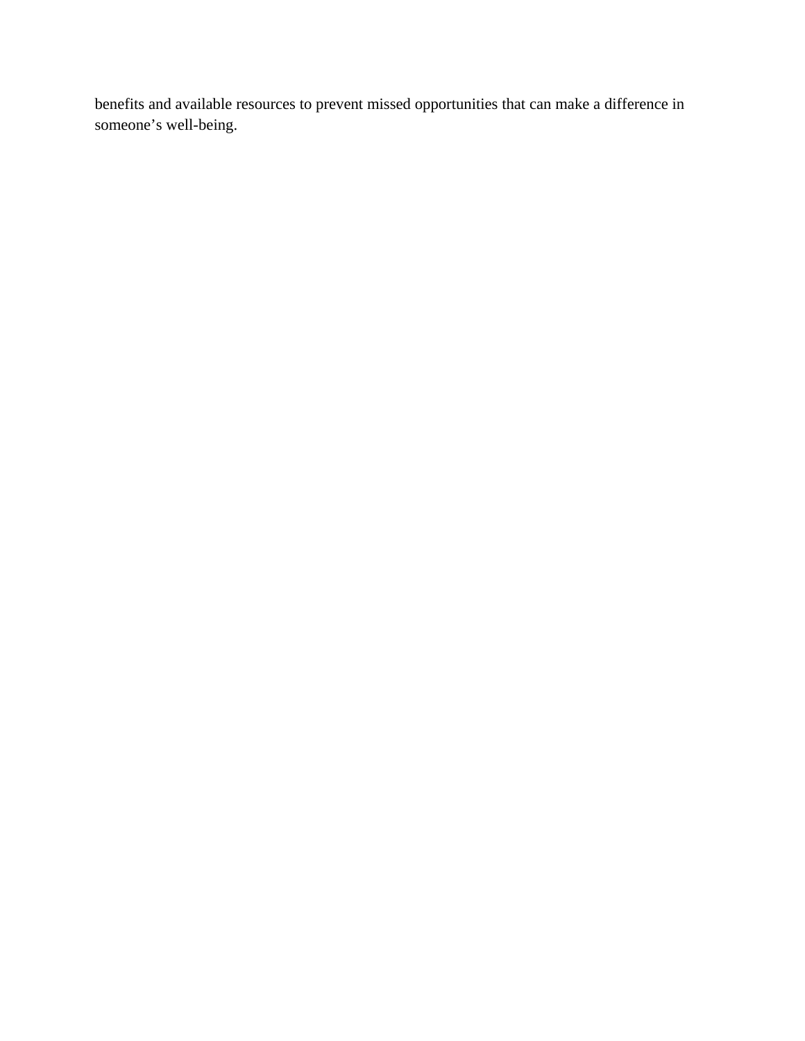benefits and available resources to prevent missed opportunities that can make a difference in someone’s well-being.